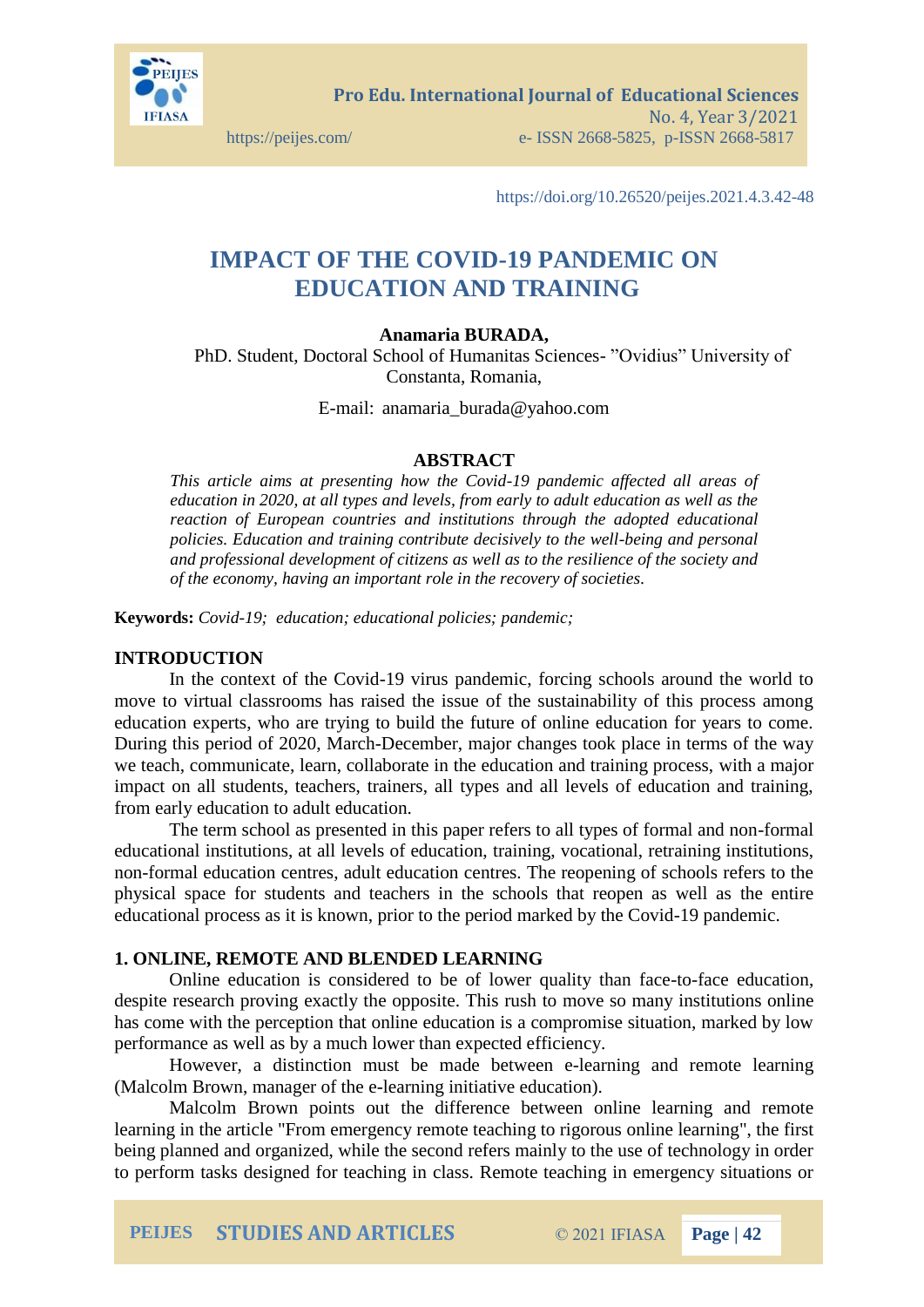https://doi.org/10.26520/peijes.2021.4.3.42-48

# IMPACT OF THE COVID-19 PANDEMIC ON EDUCATION AND TRAINING

**Anamaria BURADA,**

PhD. Student, Doctoral School of Humanitas Sciences- "Ovidius" University of Constanta, Romania,

E-mail: anamaria_burada@yahoo.com

## ABSTRACT

*This article aims at presenting how the Covid-19 pandemic affected all areas of education in 2020, at all types and levels, from early to adult education as well as the reaction of European countries and institutions through the adopted educational policies. Education and training contribute decisively to the well-being and personal and professional development of citizens as well as to the resilience of the society and of the economy, having an important role in the recovery of societies.*

**Keywords:** *Covid-19; education; educational policies; pandemic;*

## INTRODUCTION

In the context of the Covid-19 virus pandemic, forcing schools around the world to move to virtual classrooms has raised the issue of the sustainability of this process among education experts, who are trying to build the future of online education for years to come. During this period of 2020, March-December, major changes took place in terms of the way we teach, communicate, learn, collaborate in the education and training process, with a major impact on all students, teachers, trainers, all types and all levels of education and training, from early education to adult education.

The term school as presented in this paper refers to all types of formal and non-formal educational institutions, at all levels of education, training, vocational, retraining institutions, non-formal education centres, adult education centres. The reopening of schools refers to the physical space for students and teachers in the schools that reopen as well as the entire educational process as it is known, prior to the period marked by the Covid-19 pandemic.

## 1. ONLINE, REMOTE AND BLENDED LEARNING

Online education is considered to be of lower quality than face-to-face education, despite research proving exactly the opposite. This rush to move so many institutions online has come with the perception that online education is a compromise situation, marked by low performance as well as by a much lower than expected efficiency.

However, a distinction must be made between e-learning and remote learning (Malcolm Brown, manager of the e-learning initiative education).

Malcolm Brown points out the difference between online learning and remote learning in the article "From emergency remote teaching to rigorous online learning", the first being planned and organized, while the second refers mainly to the use of technology in order to perform tasks designed for teaching in class. Remote teaching in emergency situations or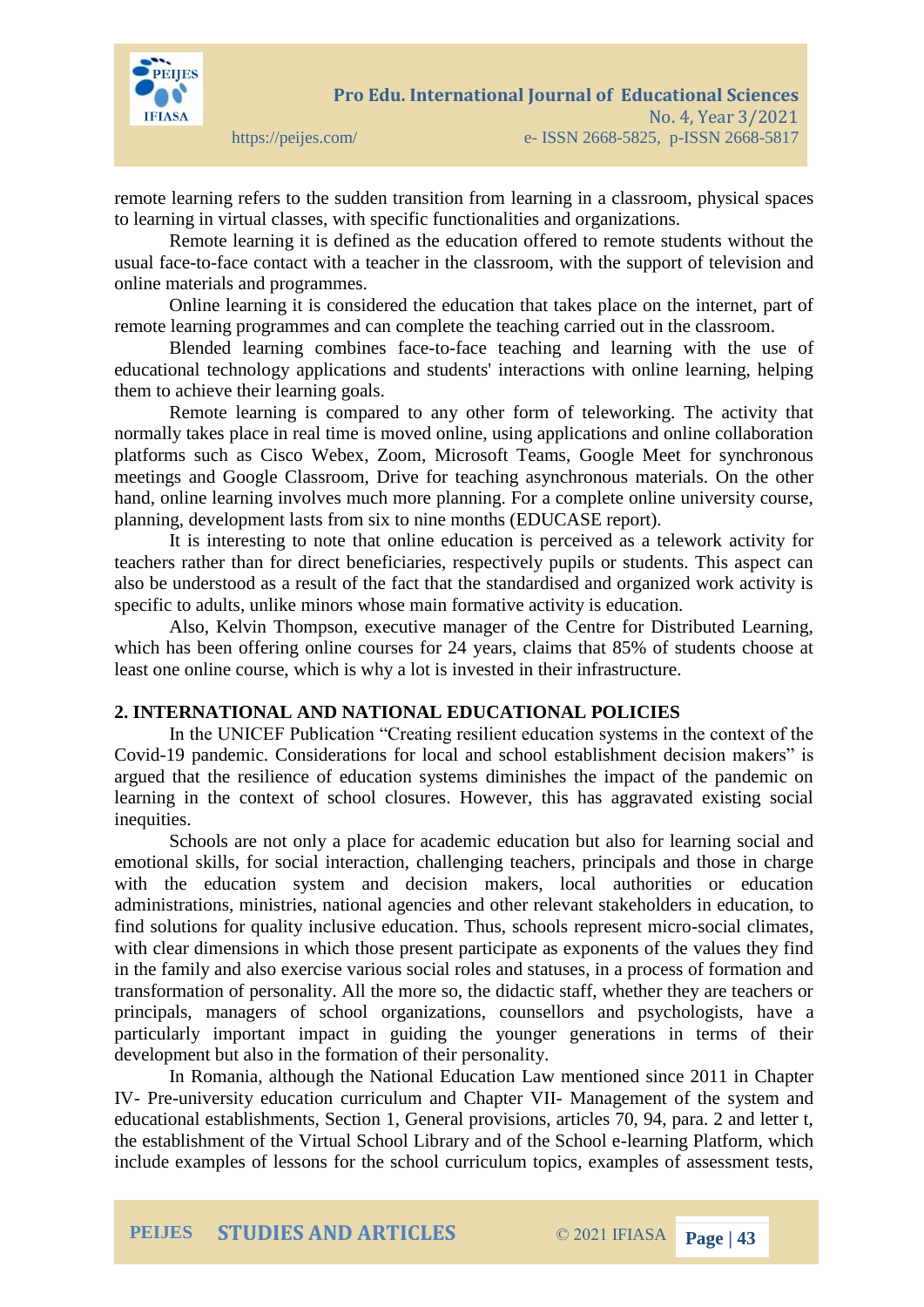remote learning refers to the sudden transition from learning in a classroom, physical spaces to learning in virtual classes, with specific functionalities and organizations.

Remote learning it is defined as the education offered to remote students without the usual face-to-face contact with a teacher in the classroom, with the support of television and online materials and programmes.

Online learning it is considered the education that takes place on the internet, part of remote learning programmes and can complete the teaching carried out in the classroom.

Blended learning combines face-to-face teaching and learning with the use of educational technology applications and students' interactions with online learning, helping them to achieve their learning goals.

Remote learning is compared to any other form of teleworking. The activity that normally takes place in real time is moved online, using applications and online collaboration platforms such as Cisco Webex, Zoom, Microsoft Teams, Google Meet for synchronous meetings and Google Classroom, Drive for teaching asynchronous materials. On the other hand, online learning involves much more planning. For a complete online university course, planning, development lasts from six to nine months (EDUCASE report).

It is interesting to note that online education is perceived as a telework activity for teachers rather than for direct beneficiaries, respectively pupils or students. This aspect can also be understood as a result of the fact that the standardised and organized work activity is specific to adults, unlike minors whose main formative activity is education.

Also, Kelvin Thompson, executive manager of the Centre for Distributed Learning, which has been offering online courses for 24 years, claims that 85% of students choose at least one online course, which is why a lot is invested in their infrastructure.

## 2. INTERNATIONAL AND NATIONAL EDUCATIONAL POLICIES

In the UNICEF Publication "Creating resilient education systems in the context of the Covid-19 pandemic. Considerations for local and school establishment decision makers" is argued that the resilience of education systems diminishes the impact of the pandemic on learning in the context of school closures. However, this has aggravated existing social inequities.

Schools are not only a place for academic education but also for learning social and emotional skills, for social interaction, challenging teachers, principals and those in charge with the education system and decision makers, local authorities or education administrations, ministries, national agencies and other relevant stakeholders in education, to find solutions for quality inclusive education. Thus, schools represent micro-social climates, with clear dimensions in which those present participate as exponents of the values they find in the family and also exercise various social roles and statuses, in a process of formation and transformation of personality. All the more so, the didactic staff, whether they are teachers or principals, managers of school organizations, counsellors and psychologists, have a particularly important impact in guiding the younger generations in terms of their development but also in the formation of their personality.

In Romania, although the National Education Law mentioned since 2011 in Chapter IV- Pre-university education curriculum and Chapter VII- Management of the system and educational establishments, Section 1, General provisions, articles 70, 94, para. 2 and letter t, the establishment of the Virtual School Library and of the School e-learning Platform, which include examples of lessons for the school curriculum topics, examples of assessment tests,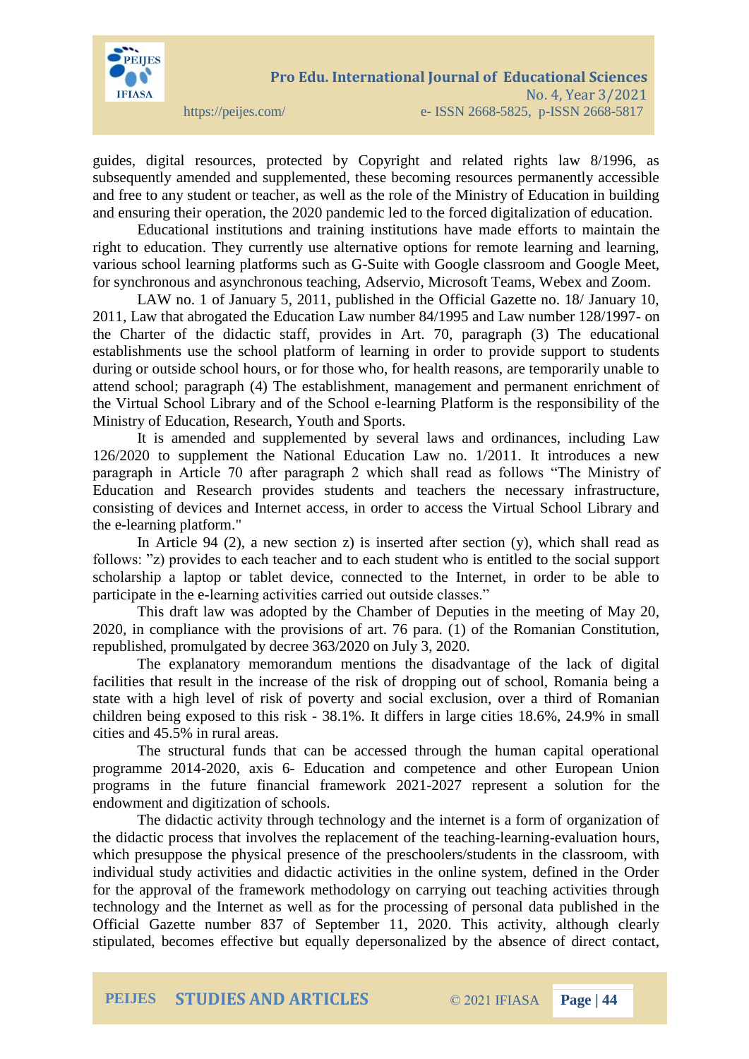guides, digital resources, protected by Copyright and related rights law 8/1996, as subsequently amended and supplemented, these becoming resources permanently accessible and free to any student or teacher, as well as the role of the Ministry of Education in building and ensuring their operation, the 2020 pandemic led to the forced digitalization of education.

Educational institutions and training institutions have made efforts to maintain the right to education. They currently use alternative options for remote learning and learning, various school learning platforms such as G-Suite with Google classroom and Google Meet, for synchronous and asynchronous teaching, Adservio, Microsoft Teams, Webex and Zoom.

LAW no. 1 of January 5, 2011, published in the Official Gazette no. 18/ January 10, 2011, Law that abrogated the Education Law number 84/1995 and Law number 128/1997- on the Charter of the didactic staff, provides in Art. 70, paragraph (3) The educational establishments use the school platform of learning in order to provide support to students during or outside school hours, or for those who, for health reasons, are temporarily unable to attend school; paragraph (4) The establishment, management and permanent enrichment of the Virtual School Library and of the School e-learning Platform is the responsibility of the Ministry of Education, Research, Youth and Sports.

It is amended and supplemented by several laws and ordinances, including Law 126/2020 to supplement the National Education Law no. 1/2011. It introduces a new paragraph in Article 70 after paragraph 2 which shall read as follows "The Ministry of Education and Research provides students and teachers the necessary infrastructure, consisting of devices and Internet access, in order to access the Virtual School Library and the e-learning platform."

In Article 94 (2), a new section z) is inserted after section (y), which shall read as follows: "z) provides to each teacher and to each student who is entitled to the social support scholarship a laptop or tablet device, connected to the Internet, in order to be able to participate in the e-learning activities carried out outside classes."

This draft law was adopted by the Chamber of Deputies in the meeting of May 20, 2020, in compliance with the provisions of art. 76 para. (1) of the Romanian Constitution, republished, promulgated by decree 363/2020 on July 3, 2020.

The explanatory memorandum mentions the disadvantage of the lack of digital facilities that result in the increase of the risk of dropping out of school, Romania being a state with a high level of risk of poverty and social exclusion, over a third of Romanian children being exposed to this risk - 38.1%. It differs in large cities 18.6%, 24.9% in small cities and 45.5% in rural areas.

The structural funds that can be accessed through the human capital operational programme 2014-2020, axis 6- Education and competence and other European Union programs in the future financial framework 2021-2027 represent a solution for the endowment and digitization of schools.

The didactic activity through technology and the internet is a form of organization of the didactic process that involves the replacement of the teaching-learning-evaluation hours, which presuppose the physical presence of the preschoolers/students in the classroom, with individual study activities and didactic activities in the online system, defined in the Order for the approval of the framework methodology on carrying out teaching activities through technology and the Internet as well as for the processing of personal data published in the Official Gazette number 837 of September 11, 2020. This activity, although clearly stipulated, becomes effective but equally depersonalized by the absence of direct contact,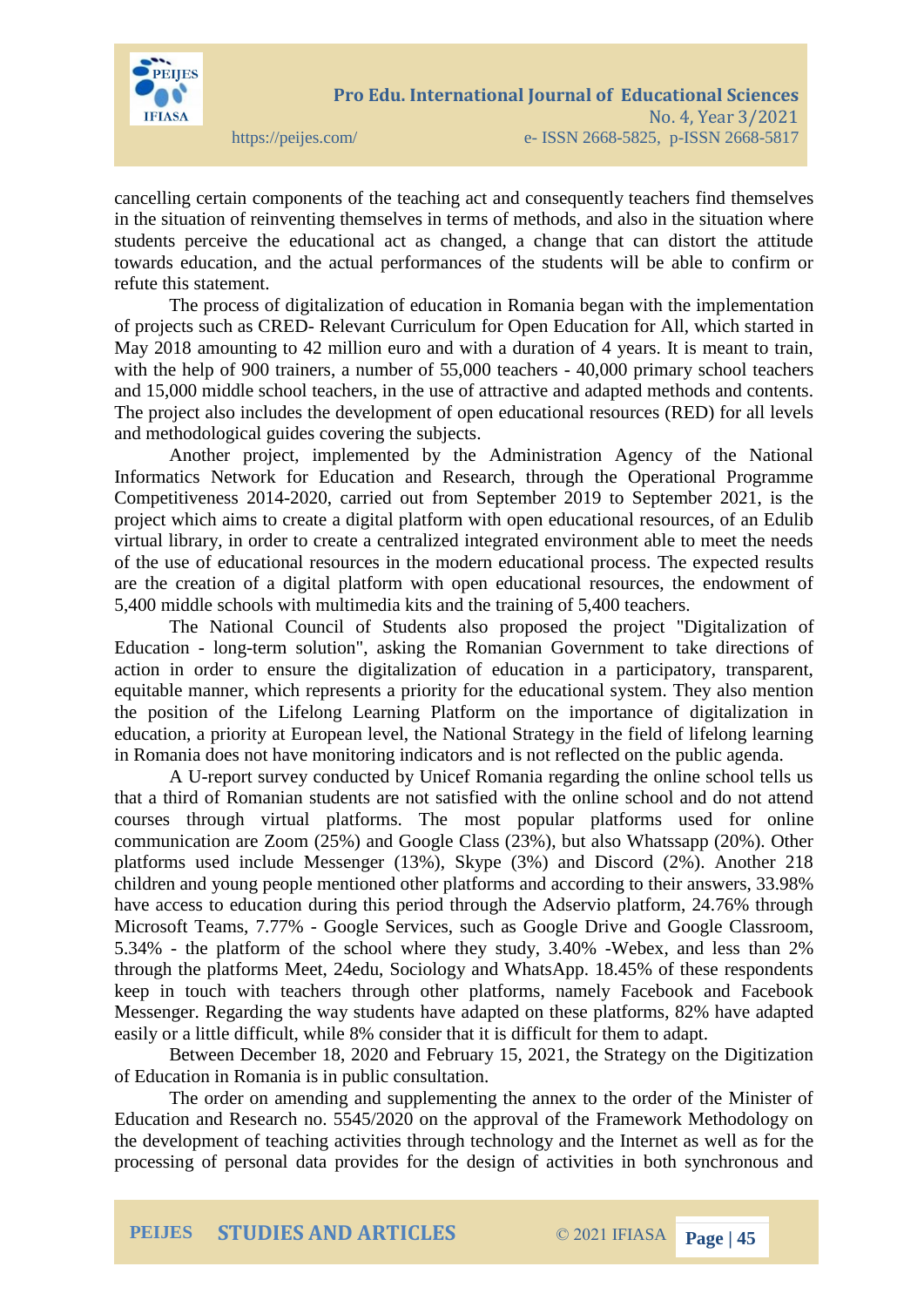cancelling certain components of the teaching act and consequently teachers find themselves in the situation of reinventing themselves in terms of methods, and also in the situation where students perceive the educational act as changed, a change that can distort the attitude towards education, and the actual performances of the students will be able to confirm or refute this statement.

The process of digitalization of education in Romania began with the implementation of projects such as CRED- Relevant Curriculum for Open Education for All, which started in May 2018 amounting to 42 million euro and with a duration of 4 years. It is meant to train, with the help of 900 trainers, a number of 55,000 teachers - 40,000 primary school teachers and 15,000 middle school teachers, in the use of attractive and adapted methods and contents. The project also includes the development of open educational resources (RED) for all levels and methodological guides covering the subjects.

Another project, implemented by the Administration Agency of the National Informatics Network for Education and Research, through the Operational Programme Competitiveness 2014-2020, carried out from September 2019 to September 2021, is the project which aims to create a digital platform with open educational resources, of an Edulib virtual library, in order to create a centralized integrated environment able to meet the needs of the use of educational resources in the modern educational process. The expected results are the creation of a digital platform with open educational resources, the endowment of 5,400 middle schools with multimedia kits and the training of 5,400 teachers.

The National Council of Students also proposed the project "Digitalization of Education - long-term solution", asking the Romanian Government to take directions of action in order to ensure the digitalization of education in a participatory, transparent, equitable manner, which represents a priority for the educational system. They also mention the position of the Lifelong Learning Platform on the importance of digitalization in education, a priority at European level, the National Strategy in the field of lifelong learning in Romania does not have monitoring indicators and is not reflected on the public agenda.

A U-report survey conducted by Unicef Romania regarding the online school tells us that a third of Romanian students are not satisfied with the online school and do not attend courses through virtual platforms. The most popular platforms used for online communication are Zoom (25%) and Google Class (23%), but also Whatssapp (20%). Other platforms used include Messenger (13%), Skype (3%) and Discord (2%). Another 218 children and young people mentioned other platforms and according to their answers, 33.98% have access to education during this period through the Adservio platform, 24.76% through Microsoft Teams, 7.77% - Google Services, such as Google Drive and Google Classroom, 5.34% - the platform of the school where they study, 3.40% -Webex, and less than 2% through the platforms Meet, 24edu, Sociology and WhatsApp. 18.45% of these respondents keep in touch with teachers through other platforms, namely Facebook and Facebook Messenger. Regarding the way students have adapted on these platforms, 82% have adapted easily or a little difficult, while 8% consider that it is difficult for them to adapt.

Between December 18, 2020 and February 15, 2021, the Strategy on the Digitization of Education in Romania is in public consultation.

The order on amending and supplementing the annex to the order of the Minister of Education and Research no. 5545/2020 on the approval of the Framework Methodology on the development of teaching activities through technology and the Internet as well as for the processing of personal data provides for the design of activities in both synchronous and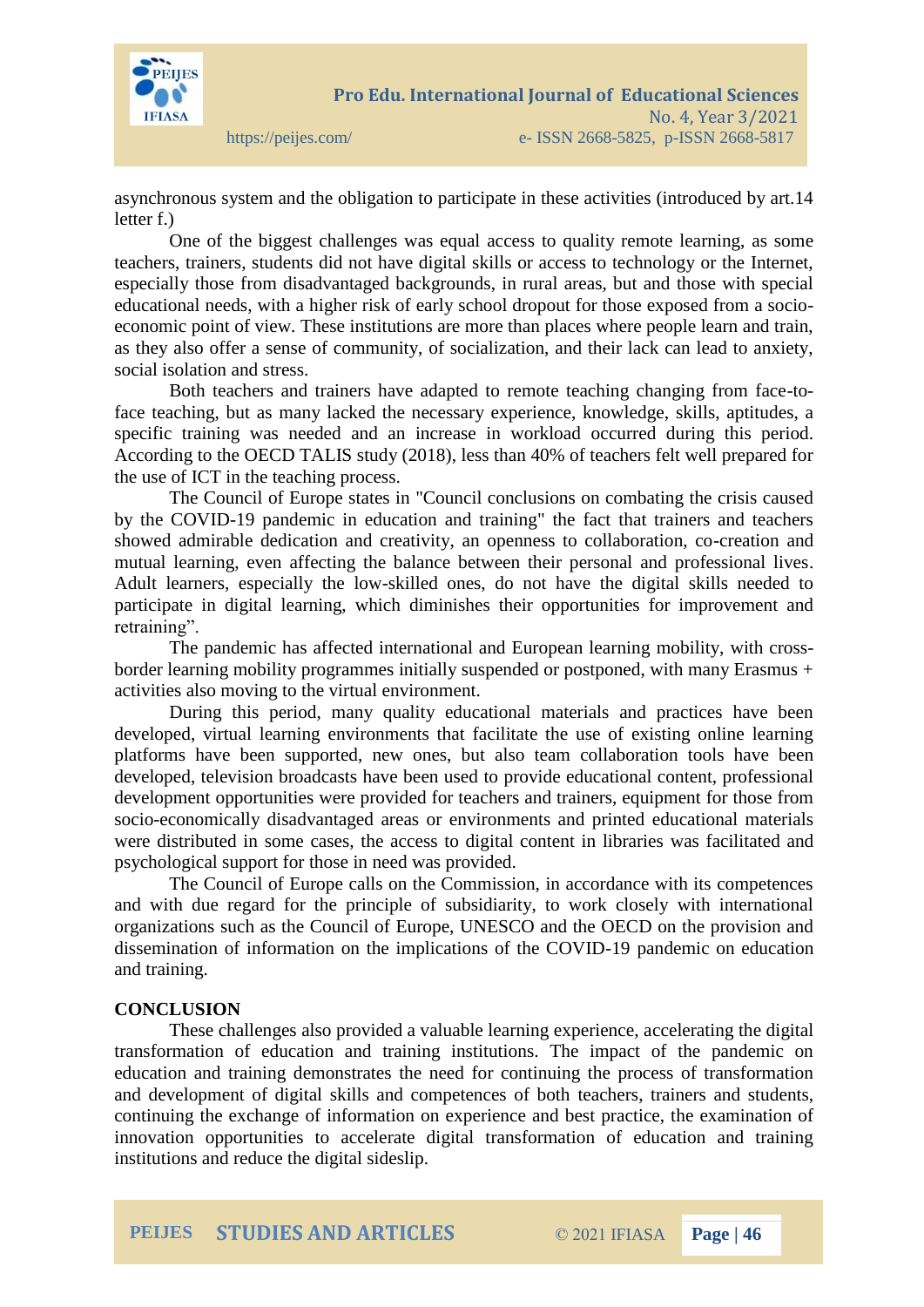asynchronous system and the obligation to participate in these activities (introduced by art.14 letter f.)

One of the biggest challenges was equal access to quality remote learning, as some teachers, trainers, students did not have digital skills or access to technology or the Internet, especially those from disadvantaged backgrounds, in rural areas, but and those with special educational needs, with a higher risk of early school dropout for those exposed from a socio-economic point of view. These institutions are more than places where people learn and train, as they also offer a sense of community, of socialization, and their lack can lead to anxiety, social isolation and stress.

Both teachers and trainers have adapted to remote teaching changing from face-to-face teaching, but as many lacked the necessary experience, knowledge, skills, aptitudes, a specific training was needed and an increase in workload occurred during this period. According to the OECD TALIS study (2018), less than 40% of teachers felt well prepared for the use of ICT in the teaching process.

The Council of Europe states in "Council conclusions on combating the crisis caused by the COVID-19 pandemic in education and training" the fact that trainers and teachers showed admirable dedication and creativity, an openness to collaboration, co-creation and mutual learning, even affecting the balance between their personal and professional lives. Adult learners, especially the low-skilled ones, do not have the digital skills needed to participate in digital learning, which diminishes their opportunities for improvement and retraining".

The pandemic has affected international and European learning mobility, with cross-border learning mobility programmes initially suspended or postponed, with many Erasmus + activities also moving to the virtual environment.

During this period, many quality educational materials and practices have been developed, virtual learning environments that facilitate the use of existing online learning platforms have been supported, new ones, but also team collaboration tools have been developed, television broadcasts have been used to provide educational content, professional development opportunities were provided for teachers and trainers, equipment for those from socio-economically disadvantaged areas or environments and printed educational materials were distributed in some cases, the access to digital content in libraries was facilitated and psychological support for those in need was provided.

The Council of Europe calls on the Commission, in accordance with its competences and with due regard for the principle of subsidiarity, to work closely with international organizations such as the Council of Europe, UNESCO and the OECD on the provision and dissemination of information on the implications of the COVID-19 pandemic on education and training.

## CONCLUSION

These challenges also provided a valuable learning experience, accelerating the digital transformation of education and training institutions. The impact of the pandemic on education and training demonstrates the need for continuing the process of transformation and development of digital skills and competences of both teachers, trainers and students, continuing the exchange of information on experience and best practice, the examination of innovation opportunities to accelerate digital transformation of education and training institutions and reduce the digital sideslip.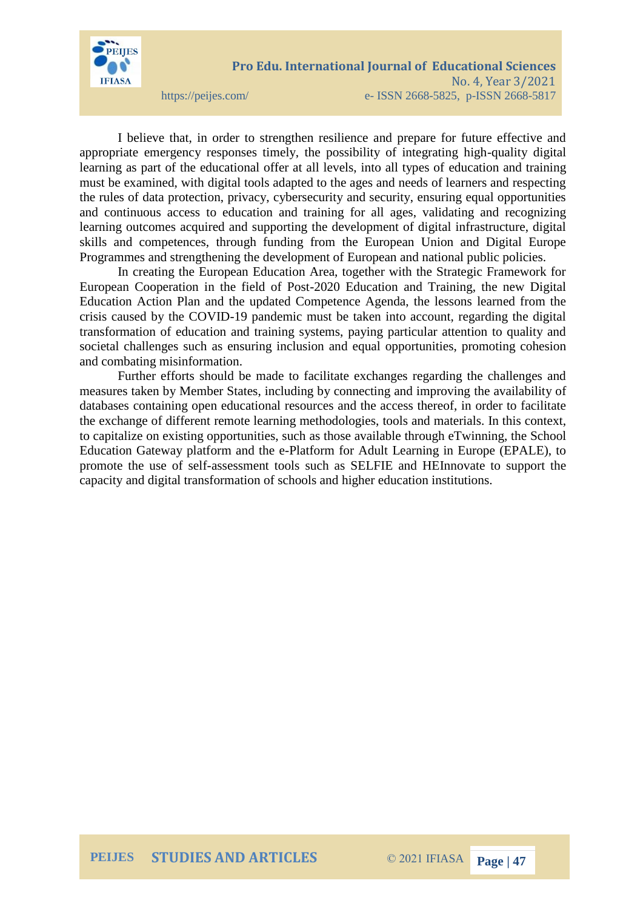I believe that, in order to strengthen resilience and prepare for future effective and appropriate emergency responses timely, the possibility of integrating high-quality digital learning as part of the educational offer at all levels, into all types of education and training must be examined, with digital tools adapted to the ages and needs of learners and respecting the rules of data protection, privacy, cybersecurity and security, ensuring equal opportunities and continuous access to education and training for all ages, validating and recognizing learning outcomes acquired and supporting the development of digital infrastructure, digital skills and competences, through funding from the European Union and Digital Europe Programmes and strengthening the development of European and national public policies.

In creating the European Education Area, together with the Strategic Framework for European Cooperation in the field of Post-2020 Education and Training, the new Digital Education Action Plan and the updated Competence Agenda, the lessons learned from the crisis caused by the COVID-19 pandemic must be taken into account, regarding the digital transformation of education and training systems, paying particular attention to quality and societal challenges such as ensuring inclusion and equal opportunities, promoting cohesion and combating misinformation.

Further efforts should be made to facilitate exchanges regarding the challenges and measures taken by Member States, including by connecting and improving the availability of databases containing open educational resources and the access thereof, in order to facilitate the exchange of different remote learning methodologies, tools and materials. In this context, to capitalize on existing opportunities, such as those available through eTwinning, the School Education Gateway platform and the e-Platform for Adult Learning in Europe (EPALE), to promote the use of self-assessment tools such as SELFIE and HEInnovate to support the capacity and digital transformation of schools and higher education institutions.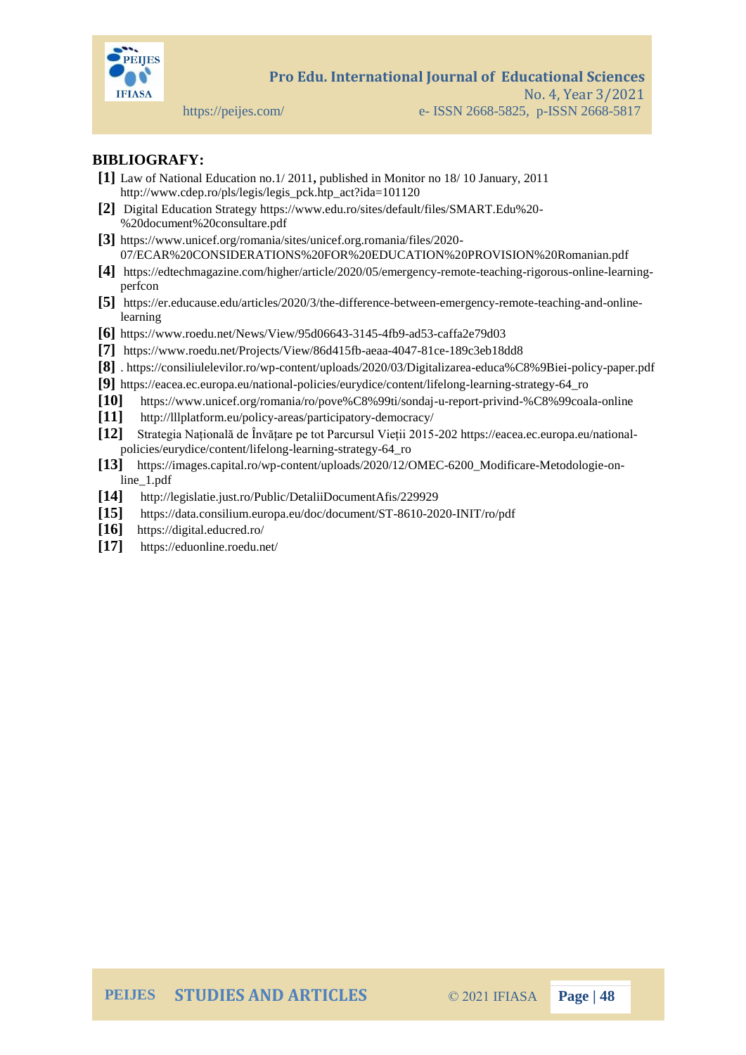## BIBLIOGRAFY:

[1] Law of National Education no.1/ 2011, published in Monitor no 18/ 10 January, 2011 http://www.cdep.ro/pls/legis/legis_pck.htp_act?ida=101120

[2] Digital Education Strategy https://www.edu.ro/sites/default/files/SMART.Edu%20-%20document%20consultare.pdf

[3] https://www.unicef.org/romania/sites/unicef.org.romania/files/2020-07/ECAR%20CONSIDERATIONS%20FOR%20EDUCATION%20PROVISION%20Romanian.pdf

[4] https://edtechmagazine.com/higher/article/2020/05/emergency-remote-teaching-rigorous-online-learning-perfcon

[5] https://er.educause.edu/articles/2020/3/the-difference-between-emergency-remote-teaching-and-online-learning

[6] https://www.roedu.net/News/View/95d06643-3145-4fb9-ad53-caffa2e79d03

[7] https://www.roedu.net/Projects/View/86d415fb-aeaa-4047-81ce-189c3eb18dd8

[8] . https://consiliulelevilor.ro/wp-content/uploads/2020/03/Digitalizarea-educa%C8%9Biei-policy-paper.pdf

[9] https://eacea.ec.europa.eu/national-policies/eurydice/content/lifelong-learning-strategy-64_ro

[10] https://www.unicef.org/romania/ro/pove%C8%99ti/sondaj-u-report-privind-%C8%99coala-online

[11] http://lllplatform.eu/policy-areas/participatory-democracy/

[12] Strategia Națională de Învățare pe tot Parcursul Vieții 2015-202 https://eacea.ec.europa.eu/national-policies/eurydice/content/lifelong-learning-strategy-64_ro

[13] https://images.capital.ro/wp-content/uploads/2020/12/OMEC-6200_Modificare-Metodologie-on-line_1.pdf

[14] http://legislatie.just.ro/Public/DetaliiDocumentAfis/229929

[15] https://data.consilium.europa.eu/doc/document/ST-8610-2020-INIT/ro/pdf

[16] https://digital.educred.ro/

[17] https://eduonline.roedu.net/